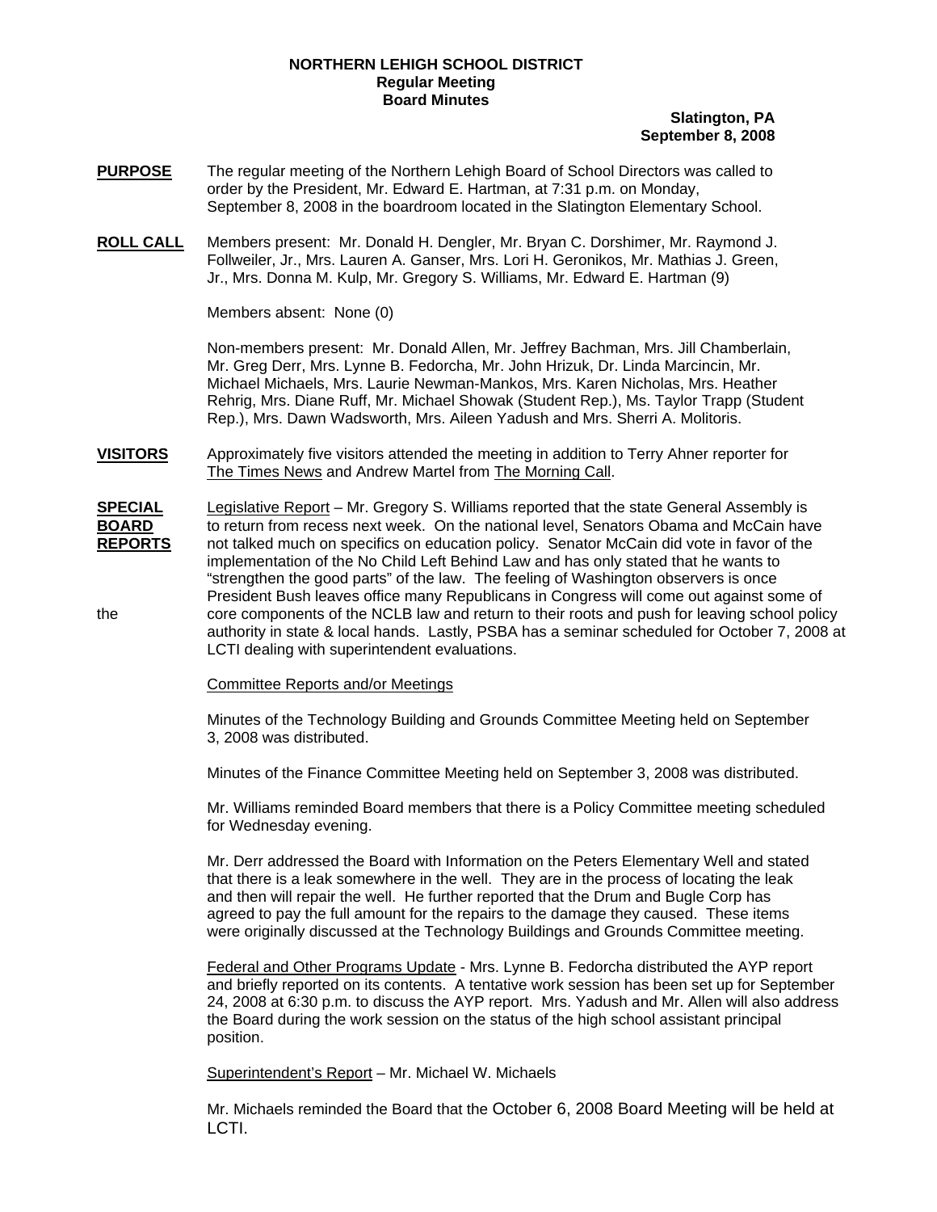**NORTHERN LEHIGH SCHOOL DISTRICT**
**Regular Meeting**
**Board Minutes**

**Slatington, PA**
**September 8, 2008**

**PURPOSE** The regular meeting of the Northern Lehigh Board of School Directors was called to order by the President, Mr. Edward E. Hartman, at 7:31 p.m. on Monday, September 8, 2008 in the boardroom located in the Slatington Elementary School.

**ROLL CALL** Members present: Mr. Donald H. Dengler, Mr. Bryan C. Dorshimer, Mr. Raymond J. Follweiler, Jr., Mrs. Lauren A. Ganser, Mrs. Lori H. Geronikos, Mr. Mathias J. Green, Jr., Mrs. Donna M. Kulp, Mr. Gregory S. Williams, Mr. Edward E. Hartman (9)

Members absent: None (0)

Non-members present: Mr. Donald Allen, Mr. Jeffrey Bachman, Mrs. Jill Chamberlain, Mr. Greg Derr, Mrs. Lynne B. Fedorcha, Mr. John Hrizuk, Dr. Linda Marcincin, Mr. Michael Michaels, Mrs. Laurie Newman-Mankos, Mrs. Karen Nicholas, Mrs. Heather Rehrig, Mrs. Diane Ruff, Mr. Michael Showak (Student Rep.), Ms. Taylor Trapp (Student Rep.), Mrs. Dawn Wadsworth, Mrs. Aileen Yadush and Mrs. Sherri A. Molitoris.

**VISITORS** Approximately five visitors attended the meeting in addition to Terry Ahner reporter for The Times News and Andrew Martel from The Morning Call.

**SPECIAL BOARD REPORTS** Legislative Report – Mr. Gregory S. Williams reported that the state General Assembly is to return from recess next week. On the national level, Senators Obama and McCain have not talked much on specifics on education policy. Senator McCain did vote in favor of the implementation of the No Child Left Behind Law and has only stated that he wants to "strengthen the good parts" of the law. The feeling of Washington observers is once President Bush leaves office many Republicans in Congress will come out against some of the core components of the NCLB law and return to their roots and push for leaving school policy authority in state & local hands. Lastly, PSBA has a seminar scheduled for October 7, 2008 at LCTI dealing with superintendent evaluations.

Committee Reports and/or Meetings

Minutes of the Technology Building and Grounds Committee Meeting held on September 3, 2008 was distributed.

Minutes of the Finance Committee Meeting held on September 3, 2008 was distributed.

Mr. Williams reminded Board members that there is a Policy Committee meeting scheduled for Wednesday evening.

Mr. Derr addressed the Board with Information on the Peters Elementary Well and stated that there is a leak somewhere in the well. They are in the process of locating the leak and then will repair the well. He further reported that the Drum and Bugle Corp has agreed to pay the full amount for the repairs to the damage they caused. These items were originally discussed at the Technology Buildings and Grounds Committee meeting.

Federal and Other Programs Update - Mrs. Lynne B. Fedorcha distributed the AYP report and briefly reported on its contents. A tentative work session has been set up for September 24, 2008 at 6:30 p.m. to discuss the AYP report. Mrs. Yadush and Mr. Allen will also address the Board during the work session on the status of the high school assistant principal position.

Superintendent's Report – Mr. Michael W. Michaels

Mr. Michaels reminded the Board that the October 6, 2008 Board Meeting will be held at LCTI.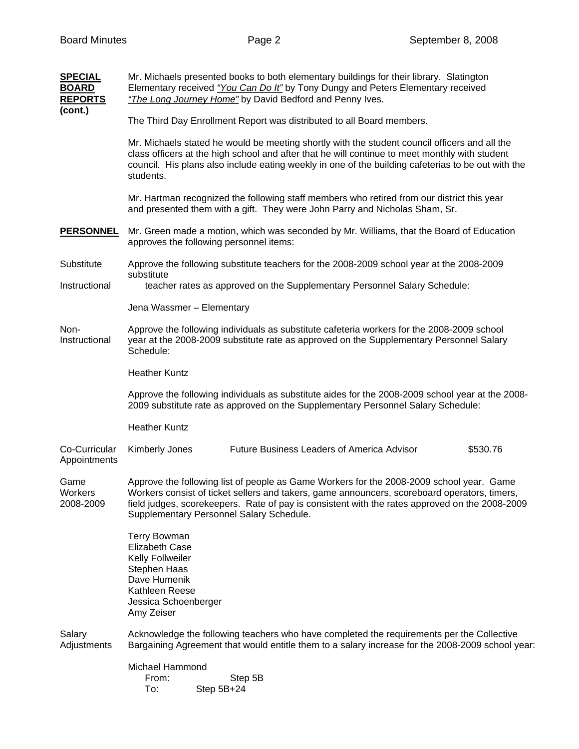**SPECIAL BOARD REPORTS (cont.)**

Mr. Michaels presented books to both elementary buildings for their library. Slatington Elementary received *"You Can Do It"* by Tony Dungy and Peters Elementary received *"The Long Journey Home"* by David Bedford and Penny Ives.

The Third Day Enrollment Report was distributed to all Board members.

Mr. Michaels stated he would be meeting shortly with the student council officers and all the class officers at the high school and after that he will continue to meet monthly with student council. His plans also include eating weekly in one of the building cafeterias to be out with the students.

Mr. Hartman recognized the following staff members who retired from our district this year and presented them with a gift. They were John Parry and Nicholas Sham, Sr.

**PERSONNEL**

Mr. Green made a motion, which was seconded by Mr. Williams, that the Board of Education approves the following personnel items:

Substitute Instructional

Approve the following substitute teachers for the 2008-2009 school year at the 2008-2009 substitute teacher rates as approved on the Supplementary Personnel Salary Schedule:

Jena Wassmer – Elementary

Non-Instructional

Approve the following individuals as substitute cafeteria workers for the 2008-2009 school year at the 2008-2009 substitute rate as approved on the Supplementary Personnel Salary Schedule:

Heather Kuntz

Approve the following individuals as substitute aides for the 2008-2009 school year at the 2008-2009 substitute rate as approved on the Supplementary Personnel Salary Schedule:

Heather Kuntz

Co-Curricular Appointments

| Kimberly Jones | Future Business Leaders of America Advisor | $530.76 |
|---|---|---|

Game Workers 2008-2009

Approve the following list of people as Game Workers for the 2008-2009 school year. Game Workers consist of ticket sellers and takers, game announcers, scoreboard operators, timers, field judges, scorekeepers. Rate of pay is consistent with the rates approved on the 2008-2009 Supplementary Personnel Salary Schedule.

Terry Bowman
Elizabeth Case
Kelly Follweiler
Stephen Haas
Dave Humenik
Kathleen Reese
Jessica Schoenberger
Amy Zeiser

Salary Adjustments

Acknowledge the following teachers who have completed the requirements per the Collective Bargaining Agreement that would entitle them to a salary increase for the 2008-2009 school year:

Michael Hammond
From: Step 5B
To: Step 5B+24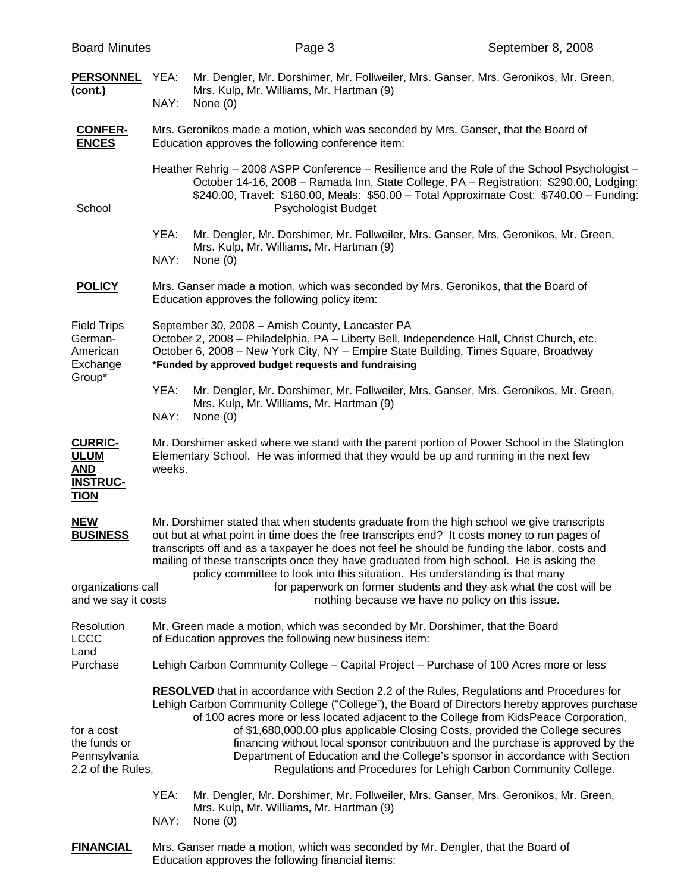**PERSONNEL (cont.)**

YEA: Mr. Dengler, Mr. Dorshimer, Mr. Follweiler, Mrs. Ganser, Mrs. Geronikos, Mr. Green, Mrs. Kulp, Mr. Williams, Mr. Hartman (9)
NAY: None (0)

**CONFERENCES**

Mrs. Geronikos made a motion, which was seconded by Mrs. Ganser, that the Board of Education approves the following conference item:

Heather Rehrig – 2008 ASPP Conference – Resilience and the Role of the School Psychologist – October 14-16, 2008 – Ramada Inn, State College, PA – Registration: $290.00, Lodging: $240.00, Travel: $160.00, Meals: $50.00 – Total Approximate Cost: $740.00 – Funding: School Psychologist Budget

YEA: Mr. Dengler, Mr. Dorshimer, Mr. Follweiler, Mrs. Ganser, Mrs. Geronikos, Mr. Green, Mrs. Kulp, Mr. Williams, Mr. Hartman (9)
NAY: None (0)

**POLICY**

Mrs. Ganser made a motion, which was seconded by Mrs. Geronikos, that the Board of Education approves the following policy item:

Field Trips German-American Exchange Group*

September 30, 2008 – Amish County, Lancaster PA
October 2, 2008 – Philadelphia, PA – Liberty Bell, Independence Hall, Christ Church, etc.
October 6, 2008 – New York City, NY – Empire State Building, Times Square, Broadway
**\*Funded by approved budget requests and fundraising**

YEA: Mr. Dengler, Mr. Dorshimer, Mr. Follweiler, Mrs. Ganser, Mrs. Geronikos, Mr. Green, Mrs. Kulp, Mr. Williams, Mr. Hartman (9)
NAY: None (0)

**CURRICULUM AND INSTRUCTION**

Mr. Dorshimer asked where we stand with the parent portion of Power School in the Slatington Elementary School. He was informed that they would be up and running in the next few weeks.

**NEW BUSINESS**

Mr. Dorshimer stated that when students graduate from the high school we give transcripts out but at what point in time does the free transcripts end? It costs money to run pages of transcripts off and as a taxpayer he does not feel he should be funding the labor, costs and mailing of these transcripts once they have graduated from high school. He is asking the policy committee to look into this situation. His understanding is that many organizations call for paperwork on former students and they ask what the cost will be and we say it costs nothing because we have no policy on this issue.

Resolution LCCC Land Purchase

Mr. Green made a motion, which was seconded by Mr. Dorshimer, that the Board of Education approves the following new business item:

Lehigh Carbon Community College – Capital Project – Purchase of 100 Acres more or less

**RESOLVED** that in accordance with Section 2.2 of the Rules, Regulations and Procedures for Lehigh Carbon Community College ("College"), the Board of Directors hereby approves purchase of 100 acres more or less located adjacent to the College from KidsPeace Corporation, for a cost of $1,680,000.00 plus applicable Closing Costs, provided the College secures the funds or financing without local sponsor contribution and the purchase is approved by the Pennsylvania Department of Education and the College's sponsor in accordance with Section 2.2 of the Rules, Regulations and Procedures for Lehigh Carbon Community College.

YEA: Mr. Dengler, Mr. Dorshimer, Mr. Follweiler, Mrs. Ganser, Mrs. Geronikos, Mr. Green, Mrs. Kulp, Mr. Williams, Mr. Hartman (9)
NAY: None (0)

**FINANCIAL**

Mrs. Ganser made a motion, which was seconded by Mr. Dengler, that the Board of Education approves the following financial items: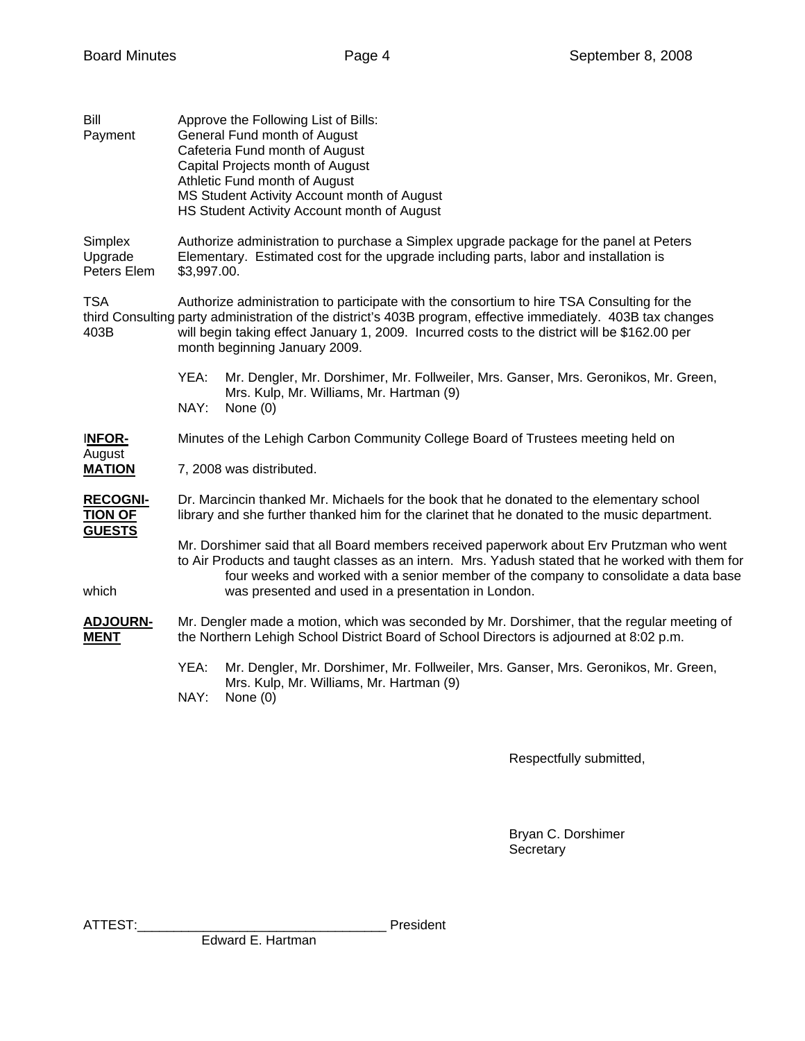Bill Payment — Approve the Following List of Bills:
General Fund month of August
Cafeteria Fund month of August
Capital Projects month of August
Athletic Fund month of August
MS Student Activity Account month of August
HS Student Activity Account month of August

Simplex Upgrade Peters Elem — Authorize administration to purchase a Simplex upgrade package for the panel at Peters Elementary. Estimated cost for the upgrade including parts, labor and installation is $3,997.00.

TSA Consulting 403B — Authorize administration to participate with the consortium to hire TSA Consulting for the third party administration of the district's 403B program, effective immediately. 403B tax changes will begin taking effect January 1, 2009. Incurred costs to the district will be $162.00 per month beginning January 2009.

YEA: Mr. Dengler, Mr. Dorshimer, Mr. Follweiler, Mrs. Ganser, Mrs. Geronikos, Mr. Green, Mrs. Kulp, Mr. Williams, Mr. Hartman (9)
NAY: None (0)

**INFORMATION** — Minutes of the Lehigh Carbon Community College Board of Trustees meeting held on August 7, 2008 was distributed.

**RECOGNITION OF GUESTS** — Dr. Marcincin thanked Mr. Michaels for the book that he donated to the elementary school library and she further thanked him for the clarinet that he donated to the music department.

Mr. Dorshimer said that all Board members received paperwork about Erv Prutzman who went to Air Products and taught classes as an intern. Mrs. Yadush stated that he worked with them for four weeks and worked with a senior member of the company to consolidate a data base which was presented and used in a presentation in London.

**ADJOURNMENT** — Mr. Dengler made a motion, which was seconded by Mr. Dorshimer, that the regular meeting of the Northern Lehigh School District Board of School Directors is adjourned at 8:02 p.m.

YEA: Mr. Dengler, Mr. Dorshimer, Mr. Follweiler, Mrs. Ganser, Mrs. Geronikos, Mr. Green, Mrs. Kulp, Mr. Williams, Mr. Hartman (9)
NAY: None (0)

Respectfully submitted,

Bryan C. Dorshimer
Secretary

ATTEST:_________________________________ President
Edward E. Hartman